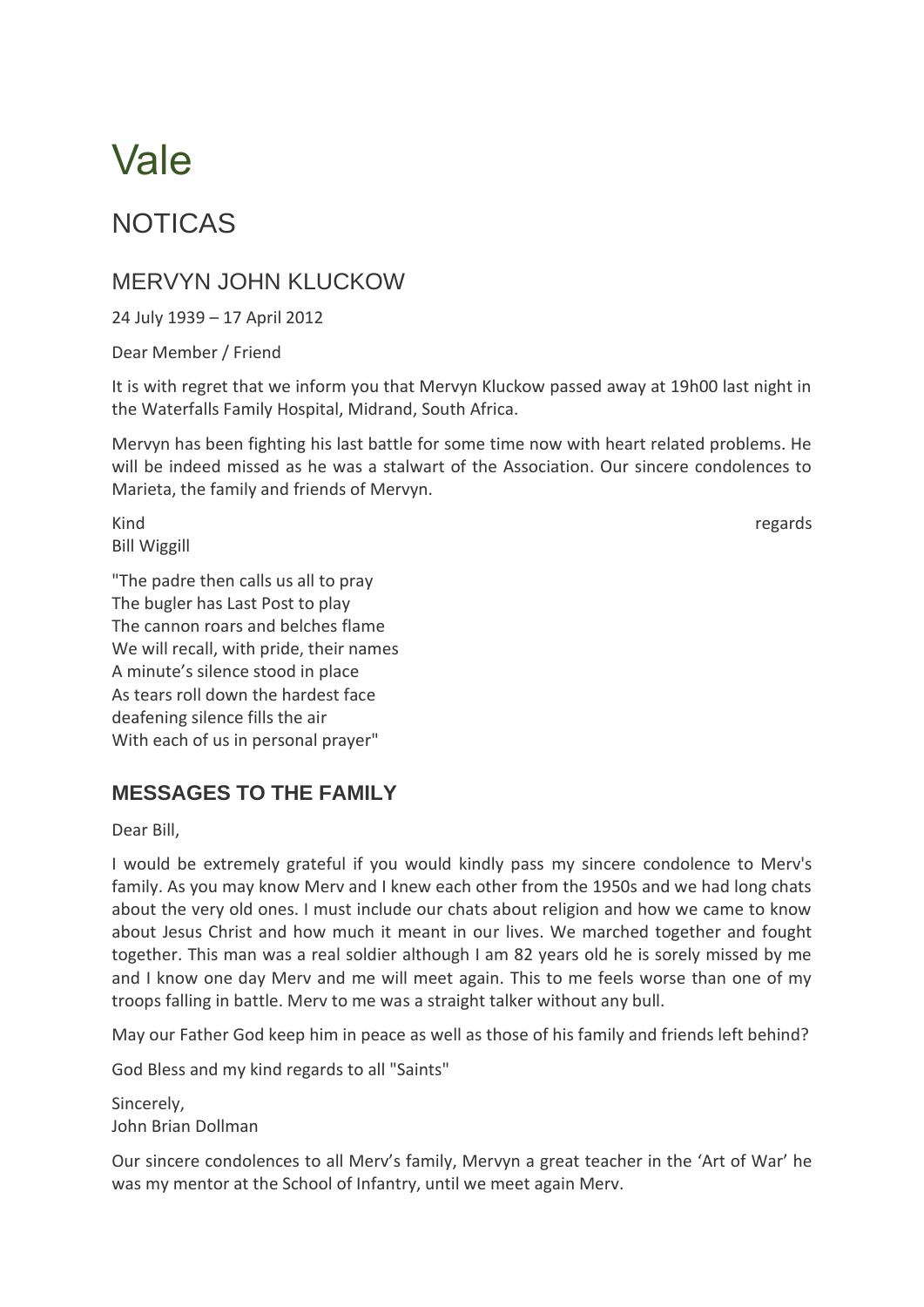# Vale

## NOTICAS

### MERVYN JOHN KLUCKOW

24 July 1939 – 17 April 2012

Dear Member / Friend

It is with regret that we inform you that Mervyn Kluckow passed away at 19h00 last night in the Waterfalls Family Hospital, Midrand, South Africa.

Mervyn has been fighting his last battle for some time now with heart related problems. He will be indeed missed as he was a stalwart of the Association. Our sincere condolences to Marieta, the family and friends of Mervyn.

Kind regards
Bill Wiggill

"The padre then calls us all to pray
The bugler has Last Post to play
The cannon roars and belches flame
We will recall, with pride, their names
A minute's silence stood in place
As tears roll down the hardest face
deafening silence fills the air
With each of us in personal prayer"

### MESSAGES TO THE FAMILY

Dear Bill,

I would be extremely grateful if you would kindly pass my sincere condolence to Merv's family. As you may know Merv and I knew each other from the 1950s and we had long chats about the very old ones. I must include our chats about religion and how we came to know about Jesus Christ and how much it meant in our lives. We marched together and fought together. This man was a real soldier although I am 82 years old he is sorely missed by me and I know one day Merv and me will meet again. This to me feels worse than one of my troops falling in battle. Merv to me was a straight talker without any bull.

May our Father God keep him in peace as well as those of his family and friends left behind?

God Bless and my kind regards to all "Saints"

Sincerely,
John Brian Dollman

Our sincere condolences to all Merv's family, Mervyn a great teacher in the 'Art of War' he was my mentor at the School of Infantry, until we meet again Merv.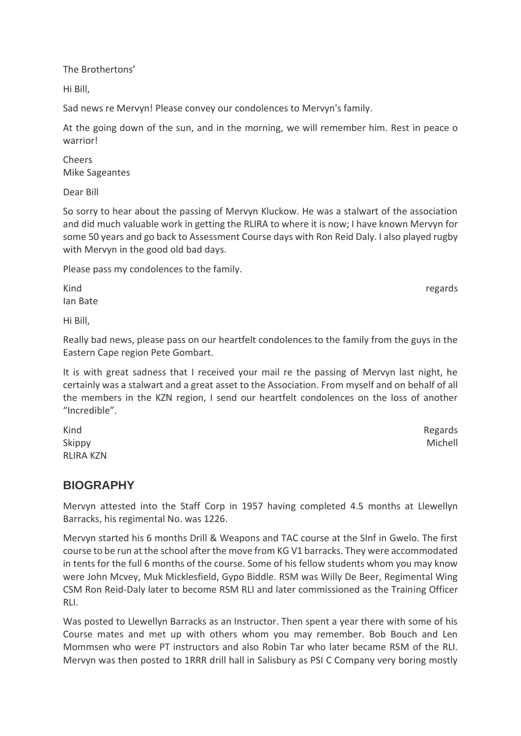The Brothertons'

Hi Bill,

Sad news re Mervyn! Please convey our condolences to Mervyn's family.

At the going down of the sun, and in the morning, we will remember him. Rest in peace o warrior!

Cheers
Mike Sageantes

Dear Bill

So sorry to hear about the passing of Mervyn Kluckow. He was a stalwart of the association and did much valuable work in getting the RLIRA to where it is now; I have known Mervyn for some 50 years and go back to Assessment Course days with Ron Reid Daly. I also played rugby with Mervyn in the good old bad days.

Please pass my condolences to the family.

Kind regards
Ian Bate

Hi Bill,

Really bad news, please pass on our heartfelt condolences to the family from the guys in the Eastern Cape region Pete Gombart.

It is with great sadness that I received your mail re the passing of Mervyn last night, he certainly was a stalwart and a great asset to the Association. From myself and on behalf of all the members in the KZN region, I send our heartfelt condolences on the loss of another "Incredible".

Kind Regards
Skippy Michell
RLIRA KZN

## BIOGRAPHY

Mervyn attested into the Staff Corp in 1957 having completed 4.5 months at Llewellyn Barracks, his regimental No. was 1226.

Mervyn started his 6 months Drill & Weapons and TAC course at the SInf in Gwelo. The first course to be run at the school after the move from KG V1 barracks. They were accommodated in tents for the full 6 months of the course. Some of his fellow students whom you may know were John Mcvey, Muk Micklesfield, Gypo Biddle. RSM was Willy De Beer, Regimental Wing CSM Ron Reid-Daly later to become RSM RLI and later commissioned as the Training Officer RLI.

Was posted to Llewellyn Barracks as an Instructor. Then spent a year there with some of his Course mates and met up with others whom you may remember. Bob Bouch and Len Mommsen who were PT instructors and also Robin Tar who later became RSM of the RLI. Mervyn was then posted to 1RRR drill hall in Salisbury as PSI C Company very boring mostly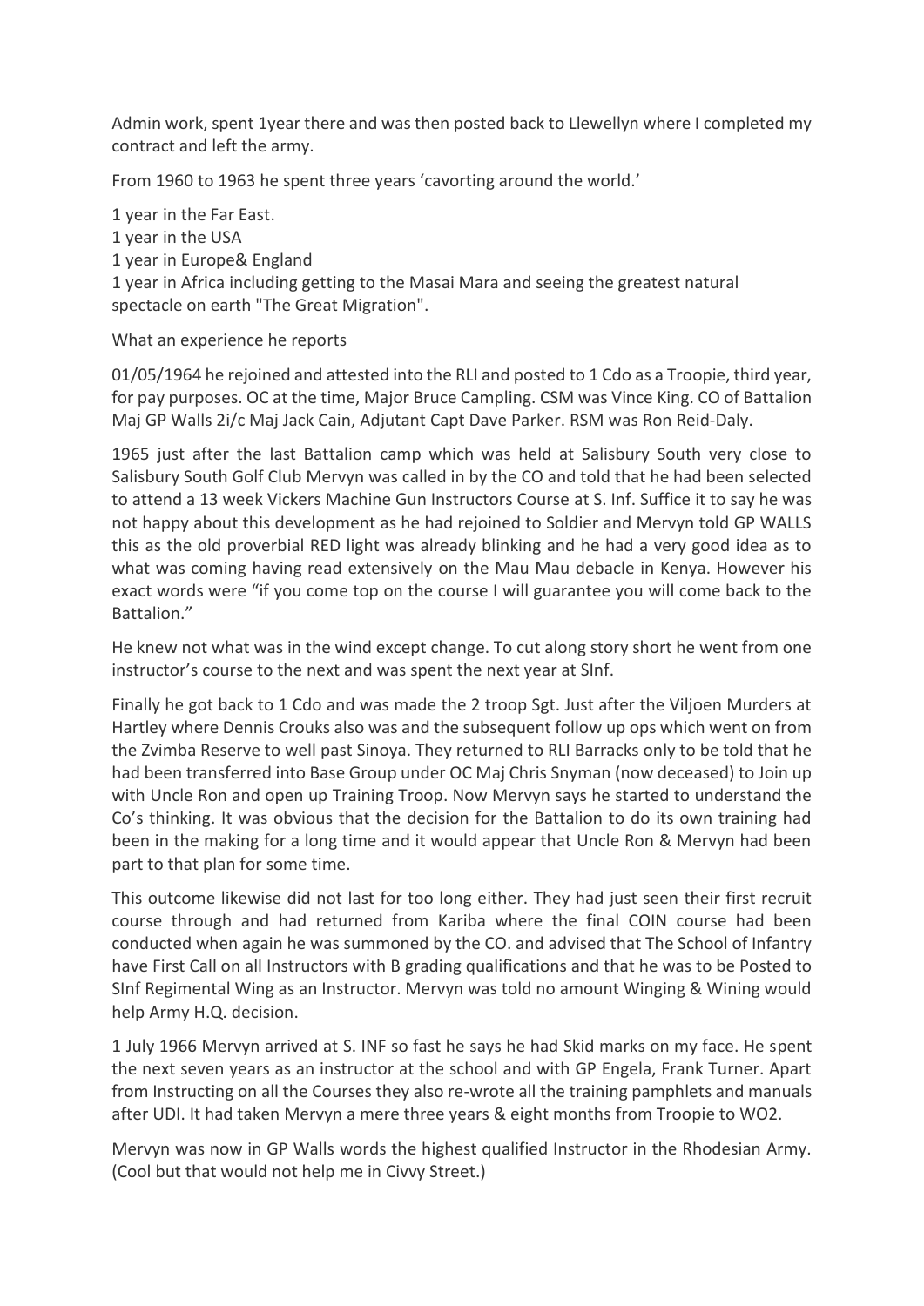Admin work, spent 1year there and was then posted back to Llewellyn where I completed my contract and left the army.

From 1960 to 1963 he spent three years 'cavorting around the world.'

1 year in the Far East.
1 year in the USA
1 year in Europe& England
1 year in Africa including getting to the Masai Mara and seeing the greatest natural spectacle on earth "The Great Migration".

What an experience he reports

01/05/1964 he rejoined and attested into the RLI and posted to 1 Cdo as a Troopie, third year, for pay purposes. OC at the time, Major Bruce Campling. CSM was Vince King. CO of Battalion Maj GP Walls 2i/c Maj Jack Cain, Adjutant Capt Dave Parker. RSM was Ron Reid-Daly.

1965 just after the last Battalion camp which was held at Salisbury South very close to Salisbury South Golf Club Mervyn was called in by the CO and told that he had been selected to attend a 13 week Vickers Machine Gun Instructors Course at S. Inf. Suffice it to say he was not happy about this development as he had rejoined to Soldier and Mervyn told GP WALLS this as the old proverbial RED light was already blinking and he had a very good idea as to what was coming having read extensively on the Mau Mau debacle in Kenya. However his exact words were "if you come top on the course I will guarantee you will come back to the Battalion."

He knew not what was in the wind except change. To cut along story short he went from one instructor's course to the next and was spent the next year at SInf.

Finally he got back to 1 Cdo and was made the 2 troop Sgt. Just after the Viljoen Murders at Hartley where Dennis Crouks also was and the subsequent follow up ops which went on from the Zvimba Reserve to well past Sinoya. They returned to RLI Barracks only to be told that he had been transferred into Base Group under OC Maj Chris Snyman (now deceased) to Join up with Uncle Ron and open up Training Troop. Now Mervyn says he started to understand the Co's thinking. It was obvious that the decision for the Battalion to do its own training had been in the making for a long time and it would appear that Uncle Ron & Mervyn had been part to that plan for some time.

This outcome likewise did not last for too long either. They had just seen their first recruit course through and had returned from Kariba where the final COIN course had been conducted when again he was summoned by the CO. and advised that The School of Infantry have First Call on all Instructors with B grading qualifications and that he was to be Posted to SInf Regimental Wing as an Instructor. Mervyn was told no amount Winging & Wining would help Army H.Q. decision.

1 July 1966 Mervyn arrived at S. INF so fast he says he had Skid marks on my face. He spent the next seven years as an instructor at the school and with GP Engela, Frank Turner. Apart from Instructing on all the Courses they also re-wrote all the training pamphlets and manuals after UDI. It had taken Mervyn a mere three years & eight months from Troopie to WO2.

Mervyn was now in GP Walls words the highest qualified Instructor in the Rhodesian Army. (Cool but that would not help me in Civvy Street.)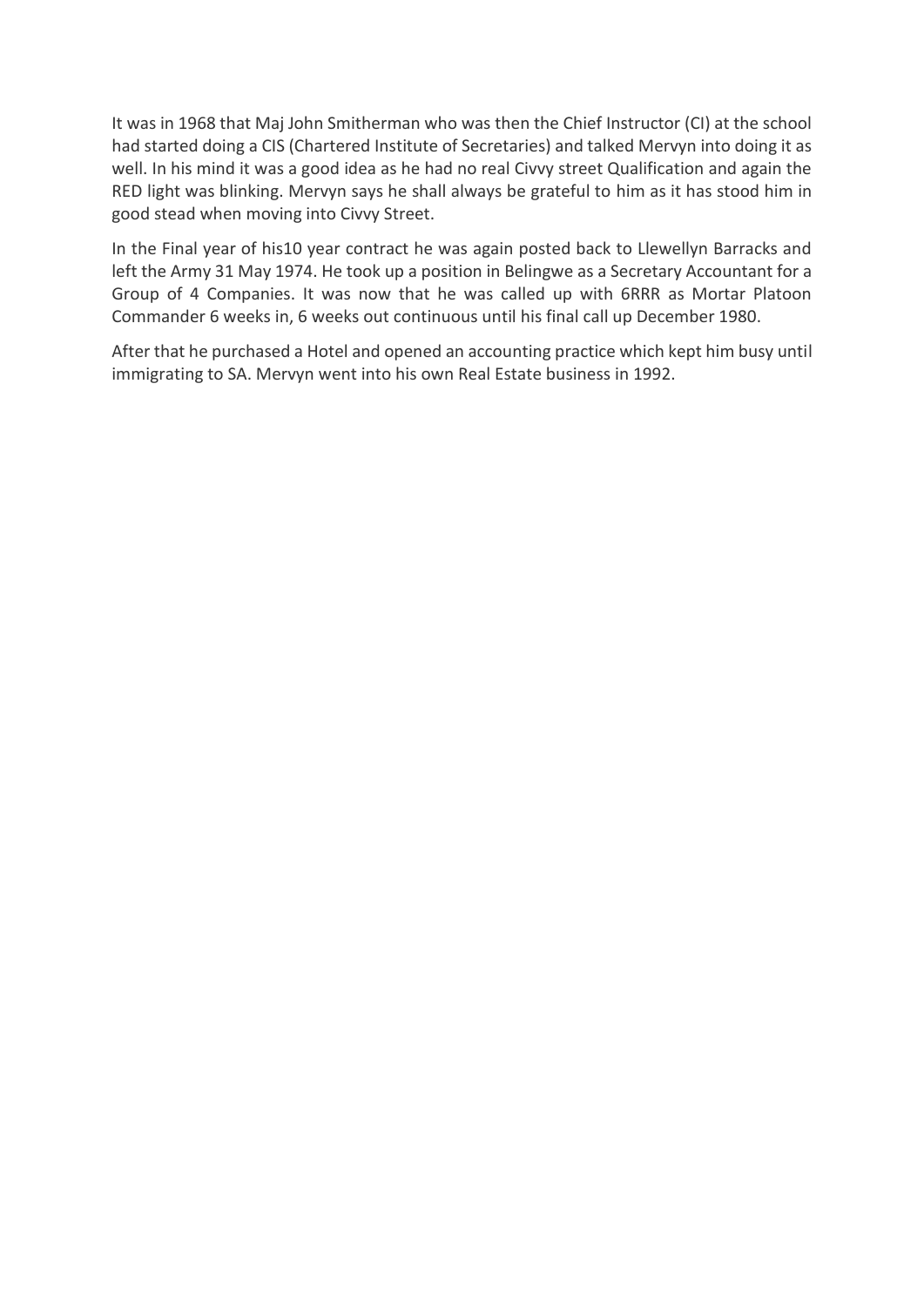It was in 1968 that Maj John Smitherman who was then the Chief Instructor (CI) at the school had started doing a CIS (Chartered Institute of Secretaries) and talked Mervyn into doing it as well. In his mind it was a good idea as he had no real Civvy street Qualification and again the RED light was blinking. Mervyn says he shall always be grateful to him as it has stood him in good stead when moving into Civvy Street.

In the Final year of his10 year contract he was again posted back to Llewellyn Barracks and left the Army 31 May 1974. He took up a position in Belingwe as a Secretary Accountant for a Group of 4 Companies. It was now that he was called up with 6RRR as Mortar Platoon Commander 6 weeks in, 6 weeks out continuous until his final call up December 1980.

After that he purchased a Hotel and opened an accounting practice which kept him busy until immigrating to SA. Mervyn went into his own Real Estate business in 1992.